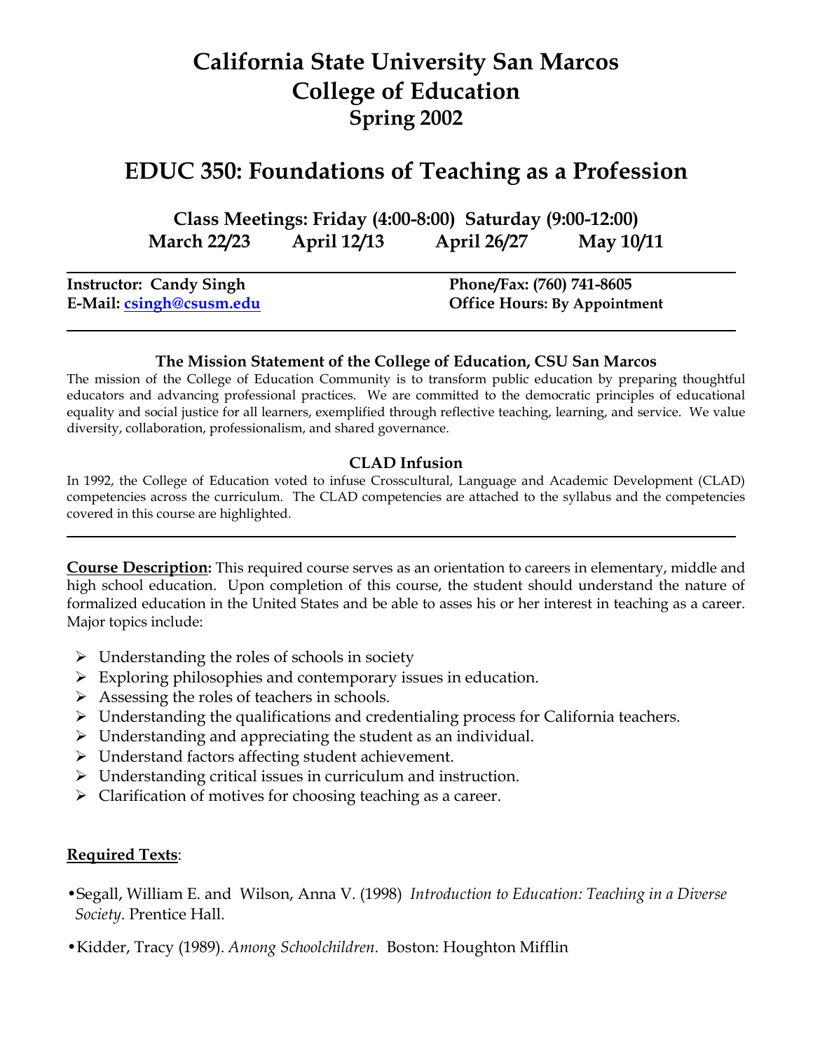# California State University San Marcos
# College of Education
## Spring 2002

# EDUC 350: Foundations of Teaching as a Profession

**Class Meetings: Friday (4:00-8:00) Saturday (9:00-12:00)**
**March 22/23 April 12/13 April 26/27 May 10/11**

---

**Instructor: Candy Singh**
**E-Mail: [csingh@csusm.edu](mailto:csingh@csusm.edu)**

**Phone/Fax: (760) 741-8605**
**Office Hours: By Appointment**

---

### The Mission Statement of the College of Education, CSU San Marcos

The mission of the College of Education Community is to transform public education by preparing thoughtful educators and advancing professional practices. We are committed to the democratic principles of educational equality and social justice for all learners, exemplified through reflective teaching, learning, and service. We value diversity, collaboration, professionalism, and shared governance.

### CLAD Infusion

In 1992, the College of Education voted to infuse Crosscultural, Language and Academic Development (CLAD) competencies across the curriculum. The CLAD competencies are attached to the syllabus and the competencies covered in this course are highlighted.

---

**Course Description:** This required course serves as an orientation to careers in elementary, middle and high school education. Upon completion of this course, the student should understand the nature of formalized education in the United States and be able to asses his or her interest in teaching as a career. Major topics include:

- Understanding the roles of schools in society
- Exploring philosophies and contemporary issues in education.
- Assessing the roles of teachers in schools.
- Understanding the qualifications and credentialing process for California teachers.
- Understanding and appreciating the student as an individual.
- Understand factors affecting student achievement.
- Understanding critical issues in curriculum and instruction.
- Clarification of motives for choosing teaching as a career.

**Required Texts**:

- Segall, William E. and Wilson, Anna V. (1998) *Introduction to Education: Teaching in a Diverse Society*. Prentice Hall.
- Kidder, Tracy (1989). *Among Schoolchildren.* Boston: Houghton Mifflin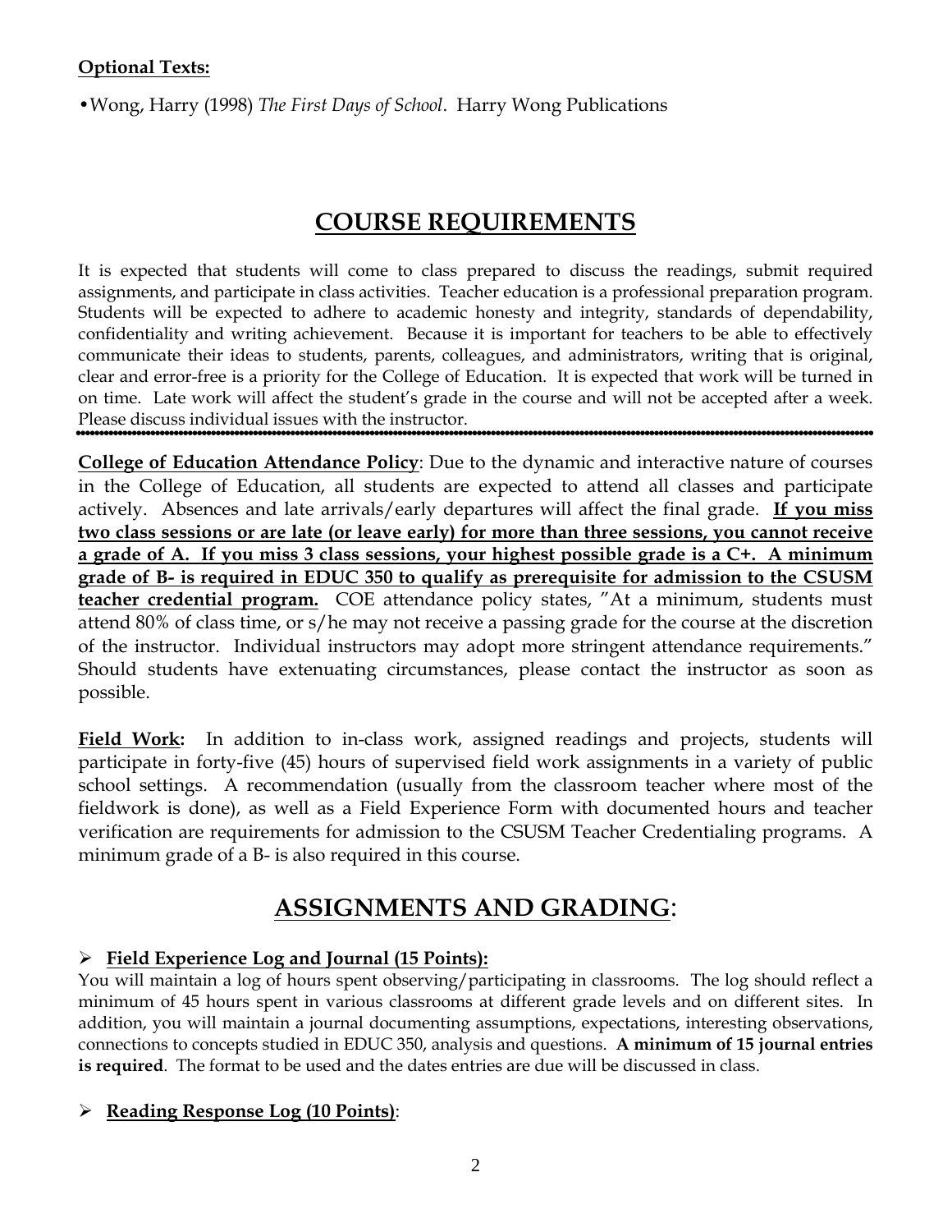**Optional Texts:**

•Wong, Harry (1998) *The First Days of School*. Harry Wong Publications

# COURSE REQUIREMENTS

It is expected that students will come to class prepared to discuss the readings, submit required assignments, and participate in class activities. Teacher education is a professional preparation program. Students will be expected to adhere to academic honesty and integrity, standards of dependability, confidentiality and writing achievement. Because it is important for teachers to be able to effectively communicate their ideas to students, parents, colleagues, and administrators, writing that is original, clear and error-free is a priority for the College of Education. It is expected that work will be turned in on time. Late work will affect the student's grade in the course and will not be accepted after a week. Please discuss individual issues with the instructor.

**College of Education Attendance Policy**: Due to the dynamic and interactive nature of courses in the College of Education, all students are expected to attend all classes and participate actively. Absences and late arrivals/early departures will affect the final grade. **If you miss two class sessions or are late (or leave early) for more than three sessions, you cannot receive a grade of A. If you miss 3 class sessions, your highest possible grade is a C+. A minimum grade of B- is required in EDUC 350 to qualify as prerequisite for admission to the CSUSM teacher credential program.** COE attendance policy states, "At a minimum, students must attend 80% of class time, or s/he may not receive a passing grade for the course at the discretion of the instructor. Individual instructors may adopt more stringent attendance requirements." Should students have extenuating circumstances, please contact the instructor as soon as possible.

**Field Work:** In addition to in-class work, assigned readings and projects, students will participate in forty-five (45) hours of supervised field work assignments in a variety of public school settings. A recommendation (usually from the classroom teacher where most of the fieldwork is done), as well as a Field Experience Form with documented hours and teacher verification are requirements for admission to the CSUSM Teacher Credentialing programs. A minimum grade of a B- is also required in this course.

# ASSIGNMENTS AND GRADING:

- **Field Experience Log and Journal (15 Points):**

You will maintain a log of hours spent observing/participating in classrooms. The log should reflect a minimum of 45 hours spent in various classrooms at different grade levels and on different sites. In addition, you will maintain a journal documenting assumptions, expectations, interesting observations, connections to concepts studied in EDUC 350, analysis and questions. **A minimum of 15 journal entries is required**. The format to be used and the dates entries are due will be discussed in class.

- **Reading Response Log (10 Points)**: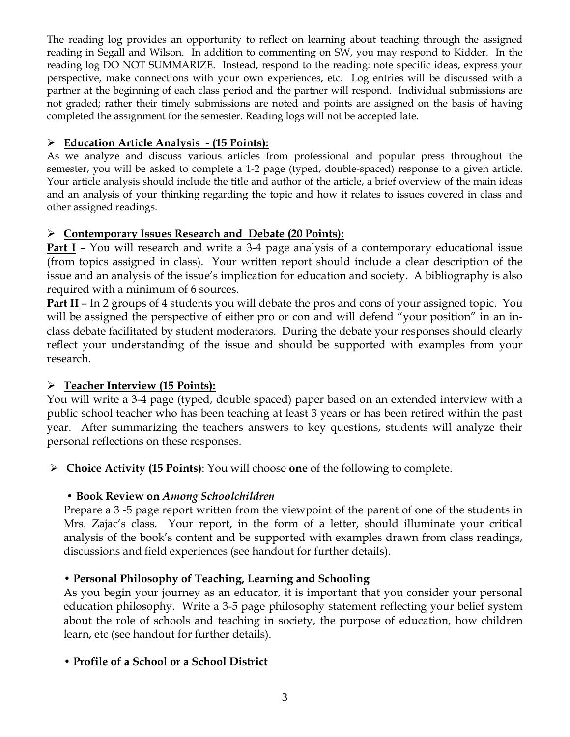The reading log provides an opportunity to reflect on learning about teaching through the assigned reading in Segall and Wilson. In addition to commenting on SW, you may respond to Kidder. In the reading log DO NOT SUMMARIZE. Instead, respond to the reading: note specific ideas, express your perspective, make connections with your own experiences, etc. Log entries will be discussed with a partner at the beginning of each class period and the partner will respond. Individual submissions are not graded; rather their timely submissions are noted and points are assigned on the basis of having completed the assignment for the semester. Reading logs will not be accepted late.

- **Education Article Analysis - (15 Points):**

As we analyze and discuss various articles from professional and popular press throughout the semester, you will be asked to complete a 1-2 page (typed, double-spaced) response to a given article. Your article analysis should include the title and author of the article, a brief overview of the main ideas and an analysis of your thinking regarding the topic and how it relates to issues covered in class and other assigned readings.

- **Contemporary Issues Research and Debate (20 Points):**

**Part I** – You will research and write a 3-4 page analysis of a contemporary educational issue (from topics assigned in class). Your written report should include a clear description of the issue and an analysis of the issue's implication for education and society. A bibliography is also required with a minimum of 6 sources.

**Part II** – In 2 groups of 4 students you will debate the pros and cons of your assigned topic. You will be assigned the perspective of either pro or con and will defend "your position" in an in-class debate facilitated by student moderators. During the debate your responses should clearly reflect your understanding of the issue and should be supported with examples from your research.

- **Teacher Interview (15 Points):**

You will write a 3-4 page (typed, double spaced) paper based on an extended interview with a public school teacher who has been teaching at least 3 years or has been retired within the past year. After summarizing the teachers answers to key questions, students will analyze their personal reflections on these responses.

- **Choice Activity (15 Points)**: You will choose **one** of the following to complete.

  - **Book Review on *Among Schoolchildren***

    Prepare a 3 -5 page report written from the viewpoint of the parent of one of the students in Mrs. Zajac's class. Your report, in the form of a letter, should illuminate your critical analysis of the book's content and be supported with examples drawn from class readings, discussions and field experiences (see handout for further details).

  - **Personal Philosophy of Teaching, Learning and Schooling**

    As you begin your journey as an educator, it is important that you consider your personal education philosophy. Write a 3-5 page philosophy statement reflecting your belief system about the role of schools and teaching in society, the purpose of education, how children learn, etc (see handout for further details).

  - **Profile of a School or a School District**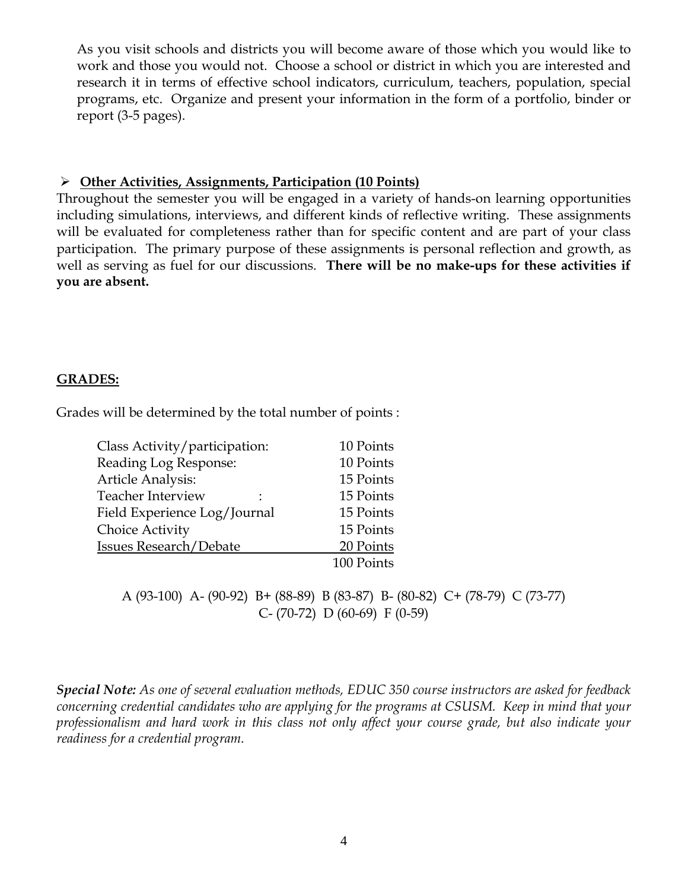As you visit schools and districts you will become aware of those which you would like to work and those you would not. Choose a school or district in which you are interested and research it in terms of effective school indicators, curriculum, teachers, population, special programs, etc. Organize and present your information in the form of a portfolio, binder or report (3-5 pages).

- **Other Activities, Assignments, Participation (10 Points)**

Throughout the semester you will be engaged in a variety of hands-on learning opportunities including simulations, interviews, and different kinds of reflective writing. These assignments will be evaluated for completeness rather than for specific content and are part of your class participation. The primary purpose of these assignments is personal reflection and growth, as well as serving as fuel for our discussions. **There will be no make-ups for these activities if you are absent.**

## GRADES:

Grades will be determined by the total number of points :

| | |
|---|---|
| Class Activity/participation: | 10 Points |
| Reading Log Response: | 10 Points |
| Article Analysis: | 15 Points |
| Teacher Interview : | 15 Points |
| Field Experience Log/Journal | 15 Points |
| Choice Activity | 15 Points |
| Issues Research/Debate | 20 Points |
| | 100 Points |

A (93-100) A- (90-92) B+ (88-89) B (83-87) B- (80-82) C+ (78-79) C (73-77) C- (70-72) D (60-69) F (0-59)

***Special Note:*** *As one of several evaluation methods, EDUC 350 course instructors are asked for feedback concerning credential candidates who are applying for the programs at CSUSM. Keep in mind that your professionalism and hard work in this class not only affect your course grade, but also indicate your readiness for a credential program.*